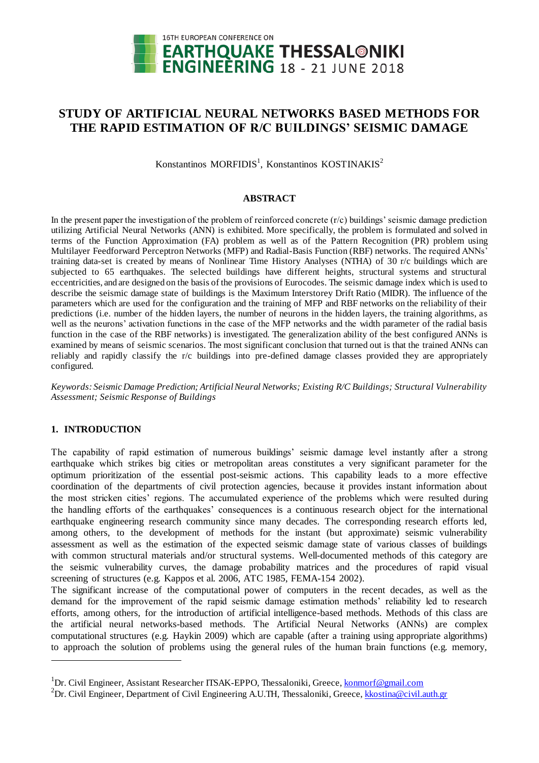# STUDY OF ARTIFICIAL NEURAL NETWORKS BASED METHODS FOR THE RAPID ESTIMATION OF R/C BUILDINGS' SEISMIC DAMAGE

Konstantinos MORFIDIS[1], Konstantinos KOSTINAKIS[2]

## ABSTRACT

In the present paper the investigation of the problem of reinforced concrete (r/c) buildings' seismic damage prediction utilizing Artificial Neural Networks (ANN) is exhibited. More specifically, the problem is formulated and solved in terms of the Function Approximation (FA) problem as well as of the Pattern Recognition (PR) problem using Multilayer Feedforward Perceptron Networks (MFP) and Radial-Basis Function (RBF) networks. The required ANNs' training data-set is created by means of Nonlinear Time History Analyses (NTHA) of 30 r/c buildings which are subjected to 65 earthquakes. The selected buildings have different heights, structural systems and structural eccentricities, and are designed on the basis of the provisions of Eurocodes. The seismic damage index which is used to describe the seismic damage state of buildings is the Maximum Interstorey Drift Ratio (MIDR). The influence of the parameters which are used for the configuration and the training of MFP and RBF networks on the reliability of their predictions (i.e. number of the hidden layers, the number of neurons in the hidden layers, the training algorithms, as well as the neurons' activation functions in the case of the MFP networks and the width parameter of the radial basis function in the case of the RBF networks) is investigated. The generalization ability of the best configured ANNs is examined by means of seismic scenarios. The most significant conclusion that turned out is that the trained ANNs can reliably and rapidly classify the r/c buildings into pre-defined damage classes provided they are appropriately configured.

*Keywords: Seismic Damage Prediction; Artificial Neural Networks; Existing R/C Buildings; Structural Vulnerability Assessment; Seismic Response of Buildings*

## 1. INTRODUCTION

The capability of rapid estimation of numerous buildings' seismic damage level instantly after a strong earthquake which strikes big cities or metropolitan areas constitutes a very significant parameter for the optimum prioritization of the essential post-seismic actions. This capability leads to a more effective coordination of the departments of civil protection agencies, because it provides instant information about the most stricken cities' regions. The accumulated experience of the problems which were resulted during the handling efforts of the earthquakes' consequences is a continuous research object for the international earthquake engineering research community since many decades. The corresponding research efforts led, among others, to the development of methods for the instant (but approximate) seismic vulnerability assessment as well as the estimation of the expected seismic damage state of various classes of buildings with common structural materials and/or structural systems. Well-documented methods of this category are the seismic vulnerability curves, the damage probability matrices and the procedures of rapid visual screening of structures (e.g. Kappos et al. 2006, ATC 1985, FEMA-154 2002).

The significant increase of the computational power of computers in the recent decades, as well as the demand for the improvement of the rapid seismic damage estimation methods' reliability led to research efforts, among others, for the introduction of artificial intelligence-based methods. Methods of this class are the artificial neural networks-based methods. The Artificial Neural Networks (ANNs) are complex computational structures (e.g. Haykin 2009) which are capable (after a training using appropriate algorithms) to approach the solution of problems using the general rules of the human brain functions (e.g. memory,

---

[1]Dr. Civil Engineer, Assistant Researcher ITSAK-EPPO, Thessaloniki, Greece, konmorf@gmail.com

[2]Dr. Civil Engineer, Department of Civil Engineering A.U.TH, Thessaloniki, Greece, kkostina@civil.auth.gr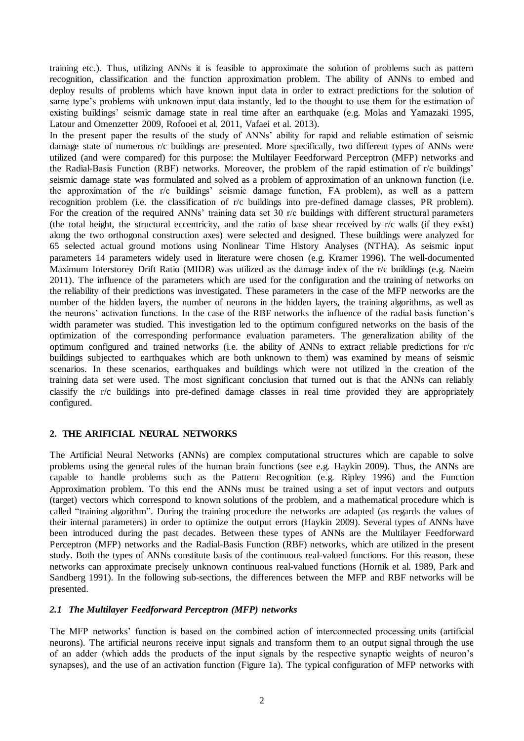training etc.). Thus, utilizing ANNs it is feasible to approximate the solution of problems such as pattern recognition, classification and the function approximation problem. The ability of ANNs to embed and deploy results of problems which have known input data in order to extract predictions for the solution of same type's problems with unknown input data instantly, led to the thought to use them for the estimation of existing buildings' seismic damage state in real time after an earthquake (e.g. Molas and Yamazaki 1995, Latour and Omenzetter 2009, Rofooei et al. 2011, Vafaei et al. 2013).

In the present paper the results of the study of ANNs' ability for rapid and reliable estimation of seismic damage state of numerous r/c buildings are presented. More specifically, two different types of ANNs were utilized (and were compared) for this purpose: the Multilayer Feedforward Perceptron (MFP) networks and the Radial-Basis Function (RBF) networks. Moreover, the problem of the rapid estimation of r/c buildings' seismic damage state was formulated and solved as a problem of approximation of an unknown function (i.e. the approximation of the r/c buildings' seismic damage function, FA problem), as well as a pattern recognition problem (i.e. the classification of r/c buildings into pre-defined damage classes, PR problem). For the creation of the required ANNs' training data set 30 r/c buildings with different structural parameters (the total height, the structural eccentricity, and the ratio of base shear received by r/c walls (if they exist) along the two orthogonal construction axes) were selected and designed. These buildings were analyzed for 65 selected actual ground motions using Nonlinear Time History Analyses (NTHA). As seismic input parameters 14 parameters widely used in literature were chosen (e.g. Kramer 1996). The well-documented Maximum Interstorey Drift Ratio (MIDR) was utilized as the damage index of the r/c buildings (e.g. Naeim 2011). The influence of the parameters which are used for the configuration and the training of networks on the reliability of their predictions was investigated. These parameters in the case of the MFP networks are the number of the hidden layers, the number of neurons in the hidden layers, the training algorithms, as well as the neurons' activation functions. In the case of the RBF networks the influence of the radial basis function's width parameter was studied. This investigation led to the optimum configured networks on the basis of the optimization of the corresponding performance evaluation parameters. The generalization ability of the optimum configured and trained networks (i.e. the ability of ANNs to extract reliable predictions for r/c buildings subjected to earthquakes which are both unknown to them) was examined by means of seismic scenarios. In these scenarios, earthquakes and buildings which were not utilized in the creation of the training data set were used. The most significant conclusion that turned out is that the ANNs can reliably classify the r/c buildings into pre-defined damage classes in real time provided they are appropriately configured.

## 2. THE ARIFICIAL NEURAL NETWORKS

The Artificial Neural Networks (ANNs) are complex computational structures which are capable to solve problems using the general rules of the human brain functions (see e.g. Haykin 2009). Thus, the ANNs are capable to handle problems such as the Pattern Recognition (e.g. Ripley 1996) and the Function Approximation problem. To this end the ANNs must be trained using a set of input vectors and outputs (target) vectors which correspond to known solutions of the problem, and a mathematical procedure which is called "training algorithm". During the training procedure the networks are adapted (as regards the values of their internal parameters) in order to optimize the output errors (Haykin 2009). Several types of ANNs have been introduced during the past decades. Between these types of ANNs are the Multilayer Feedforward Perceptron (MFP) networks and the Radial-Basis Function (RBF) networks, which are utilized in the present study. Both the types of ANNs constitute basis of the continuous real-valued functions. For this reason, these networks can approximate precisely unknown continuous real-valued functions (Hornik et al. 1989, Park and Sandberg 1991). In the following sub-sections, the differences between the MFP and RBF networks will be presented.

### *2.1 The Multilayer Feedforward Perceptron (MFP) networks*

The MFP networks' function is based on the combined action of interconnected processing units (artificial neurons). The artificial neurons receive input signals and transform them to an output signal through the use of an adder (which adds the products of the input signals by the respective synaptic weights of neuron's synapses), and the use of an activation function (Figure 1a). The typical configuration of MFP networks with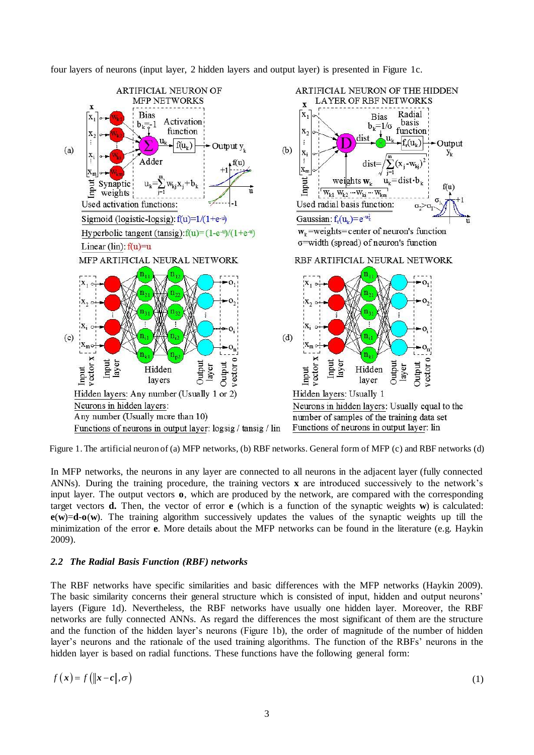four layers of neurons (input layer, 2 hidden layers and output layer) is presented in Figure 1c.

Figure 1. The artificial neuron of (a) MFP networks, (b) RBF networks. General form of MFP (c) and RBF networks (d)

In MFP networks, the neurons in any layer are connected to all neurons in the adjacent layer (fully connected ANNs). During the training procedure, the training vectors **x** are introduced successively to the network's input layer. The output vectors **o**, which are produced by the network, are compared with the corresponding target vectors **d.** Then, the vector of error **e** (which is a function of the synaptic weights **w**) is calculated: **e**(**w**)=**d**-**o**(**w**). The training algorithm successively updates the values of the synaptic weights up till the minimization of the error **e**. More details about the MFP networks can be found in the literature (e.g. Haykin 2009).

### *2.2 The Radial Basis Function (RBF) networks*

The RBF networks have specific similarities and basic differences with the MFP networks (Haykin 2009). The basic similarity concerns their general structure which is consisted of input, hidden and output neurons' layers (Figure 1d). Nevertheless, the RBF networks have usually one hidden layer. Moreover, the RBF networks are fully connected ANNs. As regard the differences the most significant of them are the structure and the function of the hidden layer's neurons (Figure 1b), the order of magnitude of the number of hidden layer's neurons and the rationale of the used training algorithms. The function of the RBFs' neurons in the hidden layer is based on radial functions. These functions have the following general form:

$$f(\boldsymbol{x}) = f\left(\left\|\boldsymbol{x}-\boldsymbol{c}\right\|, \sigma\right) \tag{1}$$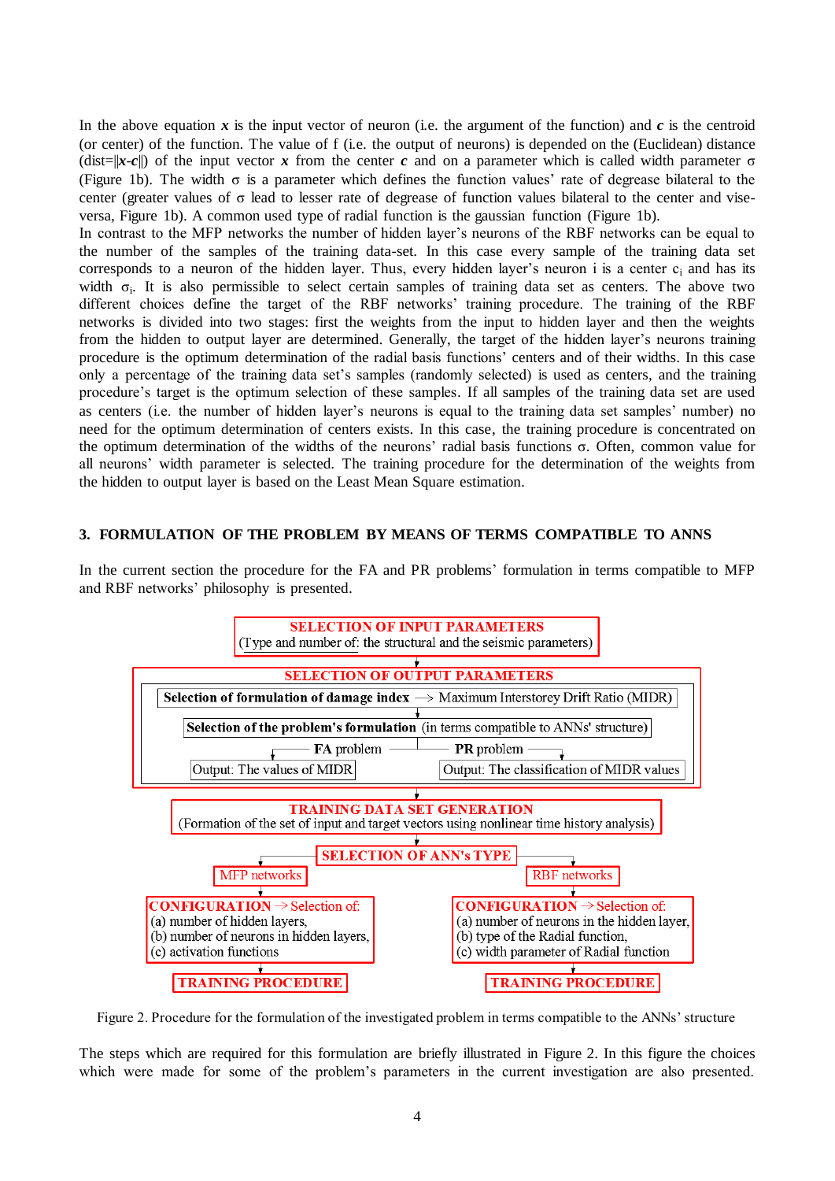In the above equation $\boldsymbol{x}$ is the input vector of neuron (i.e. the argument of the function) and $\boldsymbol{c}$ is the centroid (or center) of the function. The value of f (i.e. the output of neurons) is depended on the (Euclidean) distance (dist=$\|\boldsymbol{x}$-$\boldsymbol{c}\|$) of the input vector $\boldsymbol{x}$ from the center $\boldsymbol{c}$ and on a parameter which is called width parameter $\sigma$ (Figure 1b). The width $\sigma$ is a parameter which defines the function values' rate of degrease bilateral to the center (greater values of $\sigma$ lead to lesser rate of degrease of function values bilateral to the center and vise-versa, Figure 1b). A common used type of radial function is the gaussian function (Figure 1b).

In contrast to the MFP networks the number of hidden layer's neurons of the RBF networks can be equal to the number of the samples of the training data-set. In this case every sample of the training data set corresponds to a neuron of the hidden layer. Thus, every hidden layer's neuron i is a center $c_i$ and has its width $\sigma_i$. It is also permissible to select certain samples of training data set as centers. The above two different choices define the target of the RBF networks' training procedure. The training of the RBF networks is divided into two stages: first the weights from the input to hidden layer and then the weights from the hidden to output layer are determined. Generally, the target of the hidden layer's neurons training procedure is the optimum determination of the radial basis functions' centers and of their widths. In this case only a percentage of the training data set's samples (randomly selected) is used as centers, and the training procedure's target is the optimum selection of these samples. If all samples of the training data set are used as centers (i.e. the number of hidden layer's neurons is equal to the training data set samples' number) no need for the optimum determination of centers exists. In this case, the training procedure is concentrated on the optimum determination of the widths of the neurons' radial basis functions $\sigma$. Often, common value for all neurons' width parameter is selected. The training procedure for the determination of the weights from the hidden to output layer is based on the Least Mean Square estimation.

## 3. FORMULATION OF THE PROBLEM BY MEANS OF TERMS COMPATIBLE TO ANNS

In the current section the procedure for the FA and PR problems' formulation in terms compatible to MFP and RBF networks' philosophy is presented.

**SELECTION OF INPUT PARAMETERS**
(Type and number of: the structural and the seismic parameters)

**SELECTION OF OUTPUT PARAMETERS**
- **Selection of formulation of damage index** → Maximum Interstorey Drift Ratio (MIDR)
- **Selection of the problem's formulation** (in terms compatible to ANNs' structure)
  - **FA** problem — Output: The values of MIDR
  - **PR** problem — Output: The classification of MIDR values

**TRAINING DATA SET GENERATION**
(Formation of the set of input and target vectors using nonlinear time history analysis)

**SELECTION OF ANN's TYPE**

- MFP networks
  - **CONFIGURATION** → Selection of: (a) number of hidden layers, (b) number of neurons in hidden layers, (c) activation functions
  - **TRAINING PROCEDURE**
- RBF networks
  - **CONFIGURATION** → Selection of: (a) number of neurons in the hidden layer, (b) type of the Radial function, (c) width parameter of Radial function
  - **TRAINING PROCEDURE**

Figure 2. Procedure for the formulation of the investigated problem in terms compatible to the ANNs' structure

The steps which are required for this formulation are briefly illustrated in Figure 2. In this figure the choices which were made for some of the problem's parameters in the current investigation are also presented.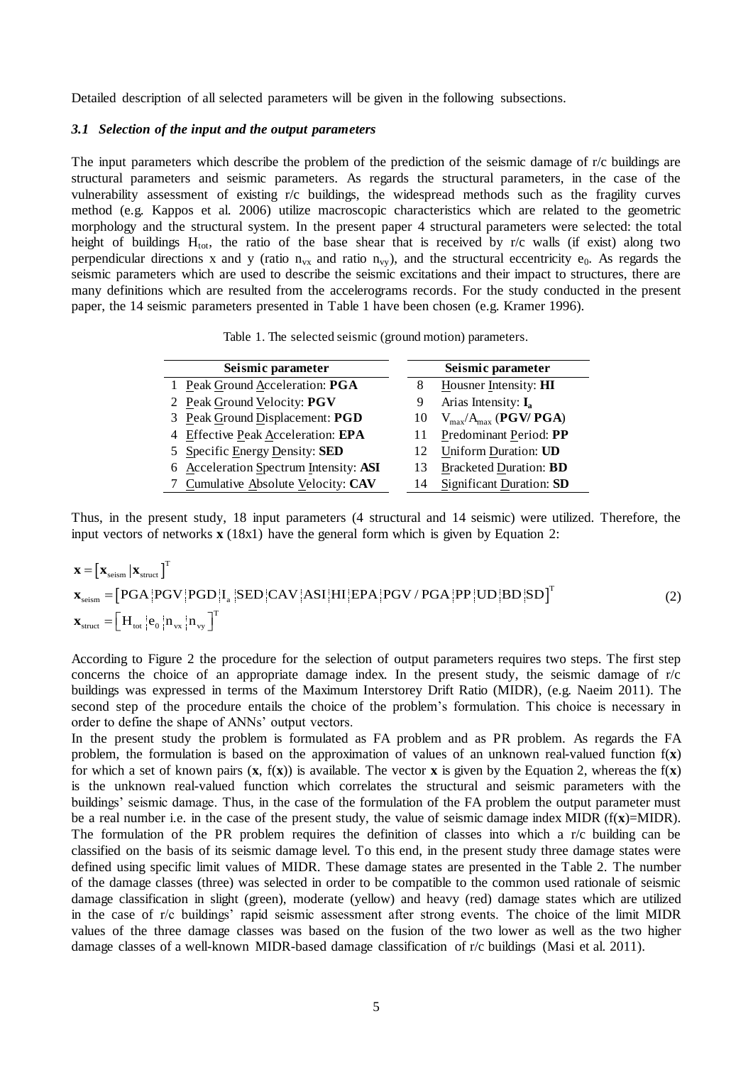Detailed description of all selected parameters will be given in the following subsections.

### *3.1 Selection of the input and the output parameters*

The input parameters which describe the problem of the prediction of the seismic damage of r/c buildings are structural parameters and seismic parameters. As regards the structural parameters, in the case of the vulnerability assessment of existing r/c buildings, the widespread methods such as the fragility curves method (e.g. Kappos et al. 2006) utilize macroscopic characteristics which are related to the geometric morphology and the structural system. In the present paper 4 structural parameters were selected: the total height of buildings $H_{tot}$, the ratio of the base shear that is received by r/c walls (if exist) along two perpendicular directions x and y (ratio $n_{vx}$ and ratio $n_{vy}$), and the structural eccentricity $e_0$. As regards the seismic parameters which are used to describe the seismic excitations and their impact to structures, there are many definitions which are resulted from the accelerograms records. For the study conducted in the present paper, the 14 seismic parameters presented in Table 1 have been chosen (e.g. Kramer 1996).

Table 1. The selected seismic (ground motion) parameters.

| | Seismic parameter | | Seismic parameter |
|---|---|---|---|
| 1 | Peak Ground Acceleration: **PGA** | 8 | Housner Intensity: **HI** |
| 2 | Peak Ground Velocity: **PGV** | 9 | Arias Intensity: $\mathbf{I_a}$ |
| 3 | Peak Ground Displacement: **PGD** | 10 | $V_{max}/A_{max}$ (**PGV/ PGA**) |
| 4 | Effective Peak Acceleration: **EPA** | 11 | Predominant Period: **PP** |
| 5 | Specific Energy Density: **SED** | 12 | Uniform Duration: **UD** |
| 6 | Acceleration Spectrum Intensity: **ASI** | 13 | Bracketed Duration: **BD** |
| 7 | Cumulative Absolute Velocity: **CAV** | 14 | Significant Duration: **SD** |

Thus, in the present study, 18 input parameters (4 structural and 14 seismic) were utilized. Therefore, the input vectors of networks **x** (18x1) have the general form which is given by Equation 2:

$$
\begin{aligned}
&\mathbf{x} = \left[\mathbf{x}_{seism} \,|\, \mathbf{x}_{struct}\right]^{T} \\
&\mathbf{x}_{seism} = \left[\mathrm{PGA} \,\vdots\, \mathrm{PGV} \,\vdots\, \mathrm{PGD} \,\vdots\, \mathrm{I_a} \,\vdots\, \mathrm{SED} \,\vdots\, \mathrm{CAV} \,\vdots\, \mathrm{ASI} \,\vdots\, \mathrm{HI} \,\vdots\, \mathrm{EPA} \,\vdots\, \mathrm{PGV/PGA} \,\vdots\, \mathrm{PP} \,\vdots\, \mathrm{UD} \,\vdots\, \mathrm{BD} \,\vdots\, \mathrm{SD}\right]^{T} \\
&\mathbf{x}_{struct} = \left[\mathrm{H_{tot}} \,\vdots\, \mathrm{e_0} \,\vdots\, \mathrm{n_{vx}} \,\vdots\, \mathrm{n_{vy}}\right]^{T}
\end{aligned}
\qquad (2)
$$

According to Figure 2 the procedure for the selection of output parameters requires two steps. The first step concerns the choice of an appropriate damage index. In the present study, the seismic damage of r/c buildings was expressed in terms of the Maximum Interstorey Drift Ratio (MIDR), (e.g. Naeim 2011). The second step of the procedure entails the choice of the problem's formulation. This choice is necessary in order to define the shape of ANNs' output vectors.

In the present study the problem is formulated as FA problem and as PR problem. As regards the FA problem, the formulation is based on the approximation of values of an unknown real-valued function f(**x**) for which a set of known pairs (**x**, f(**x**)) is available. The vector **x** is given by the Equation 2, whereas the f(**x**) is the unknown real-valued function which correlates the structural and seismic parameters with the buildings' seismic damage. Thus, in the case of the formulation of the FA problem the output parameter must be a real number i.e. in the case of the present study, the value of seismic damage index MIDR (f(**x**)=MIDR). The formulation of the PR problem requires the definition of classes into which a r/c building can be classified on the basis of its seismic damage level. To this end, in the present study three damage states were defined using specific limit values of MIDR. These damage states are presented in the Table 2. The number of the damage classes (three) was selected in order to be compatible to the common used rationale of seismic damage classification in slight (green), moderate (yellow) and heavy (red) damage states which are utilized in the case of r/c buildings' rapid seismic assessment after strong events. The choice of the limit MIDR values of the three damage classes was based on the fusion of the two lower as well as the two higher damage classes of a well-known MIDR-based damage classification of r/c buildings (Masi et al. 2011).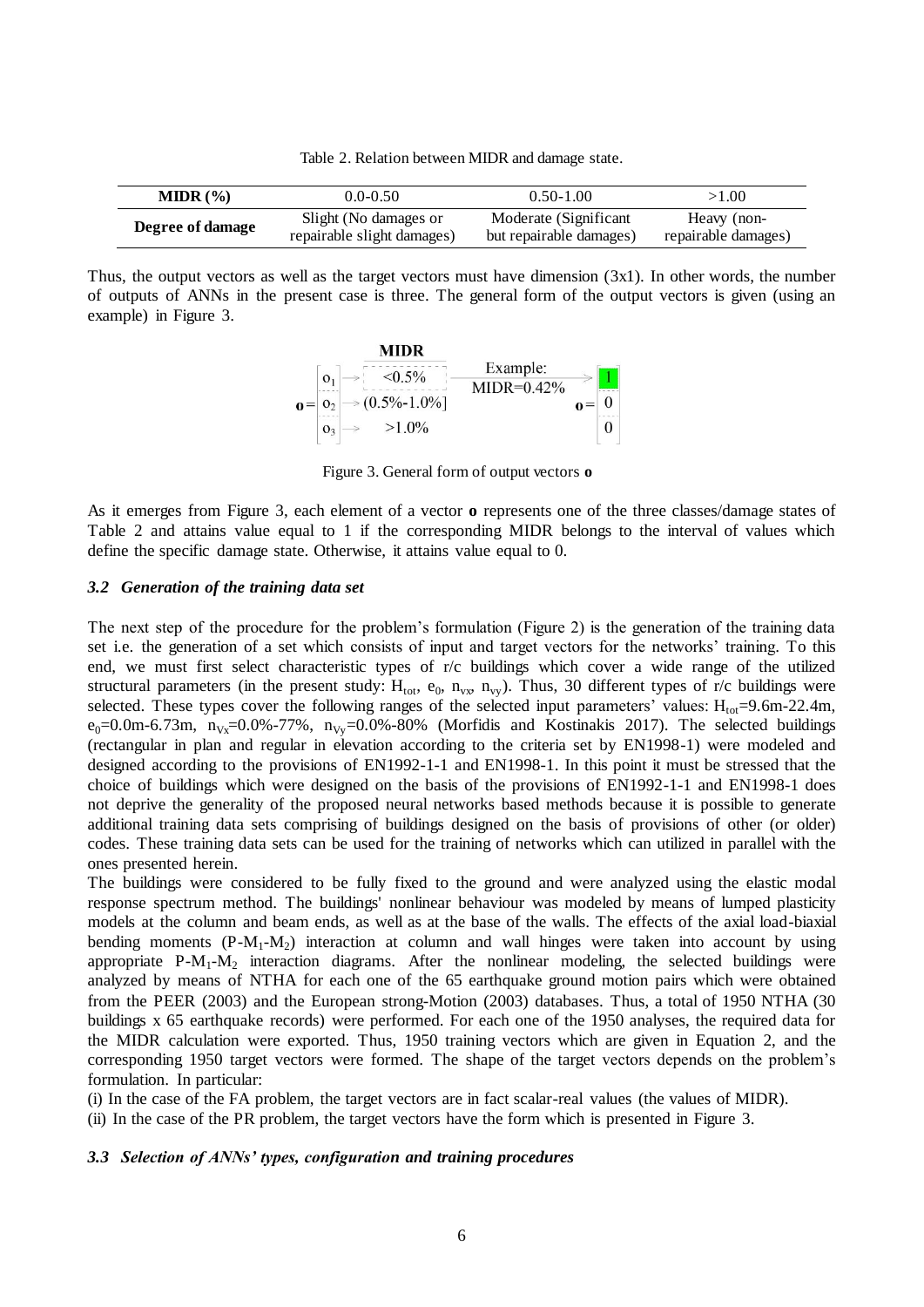Table 2. Relation between MIDR and damage state.

| **MIDR (%)** | 0.0-0.50 | 0.50-1.00 | >1.00 |
|---|---|---|---|
| **Degree of damage** | Slight (No damages or repairable slight damages) | Moderate (Significant but repairable damages) | Heavy (non-repairable damages) |

Thus, the output vectors as well as the target vectors must have dimension (3x1). In other words, the number of outputs of ANNs in the present case is three. The general form of the output vectors is given (using an example) in Figure 3.

$$\mathbf{o} = \begin{bmatrix} o_1 \\ o_2 \\ o_3 \end{bmatrix} \begin{matrix} \rightarrow <0.5\% \\ \rightarrow (0.5\%\text{-}1.0\%] \\ \rightarrow >1.0\% \end{matrix} \quad \text{(MIDR)} \qquad \text{Example: MIDR=0.42\%} \rightarrow \mathbf{o} = \begin{bmatrix} 1 \\ 0 \\ 0 \end{bmatrix}$$

Figure 3. General form of output vectors **o**

As it emerges from Figure 3, each element of a vector **o** represents one of the three classes/damage states of Table 2 and attains value equal to 1 if the corresponding MIDR belongs to the interval of values which define the specific damage state. Otherwise, it attains value equal to 0.

### *3.2 Generation of the training data set*

The next step of the procedure for the problem's formulation (Figure 2) is the generation of the training data set i.e. the generation of a set which consists of input and target vectors for the networks' training. To this end, we must first select characteristic types of r/c buildings which cover a wide range of the utilized structural parameters (in the present study: $H_{tot}$, $e_0$, $n_{vx}$, $n_{vy}$). Thus, 30 different types of r/c buildings were selected. These types cover the following ranges of the selected input parameters' values: $H_{tot}$=9.6m-22.4m, $e_0$=0.0m-6.73m, $n_{Vx}$=0.0%-77%, $n_{Vy}$=0.0%-80% (Morfidis and Kostinakis 2017). The selected buildings (rectangular in plan and regular in elevation according to the criteria set by EN1998-1) were modeled and designed according to the provisions of EN1992-1-1 and EN1998-1. In this point it must be stressed that the choice of buildings which were designed on the basis of the provisions of EN1992-1-1 and EN1998-1 does not deprive the generality of the proposed neural networks based methods because it is possible to generate additional training data sets comprising of buildings designed on the basis of provisions of other (or older) codes. These training data sets can be used for the training of networks which can utilized in parallel with the ones presented herein.

The buildings were considered to be fully fixed to the ground and were analyzed using the elastic modal response spectrum method. The buildings' nonlinear behaviour was modeled by means of lumped plasticity models at the column and beam ends, as well as at the base of the walls. The effects of the axial load-biaxial bending moments ($P$-$M_1$-$M_2$) interaction at column and wall hinges were taken into account by using appropriate $P$-$M_1$-$M_2$ interaction diagrams. After the nonlinear modeling, the selected buildings were analyzed by means of NTHA for each one of the 65 earthquake ground motion pairs which were obtained from the PEER (2003) and the European strong-Motion (2003) databases. Thus, a total of 1950 NTHA (30 buildings x 65 earthquake records) were performed. For each one of the 1950 analyses, the required data for the MIDR calculation were exported. Thus, 1950 training vectors which are given in Equation 2, and the corresponding 1950 target vectors were formed. The shape of the target vectors depends on the problem's formulation. In particular:

(i) In the case of the FA problem, the target vectors are in fact scalar-real values (the values of MIDR).

(ii) In the case of the PR problem, the target vectors have the form which is presented in Figure 3.

### *3.3 Selection of ANNs' types, configuration and training procedures*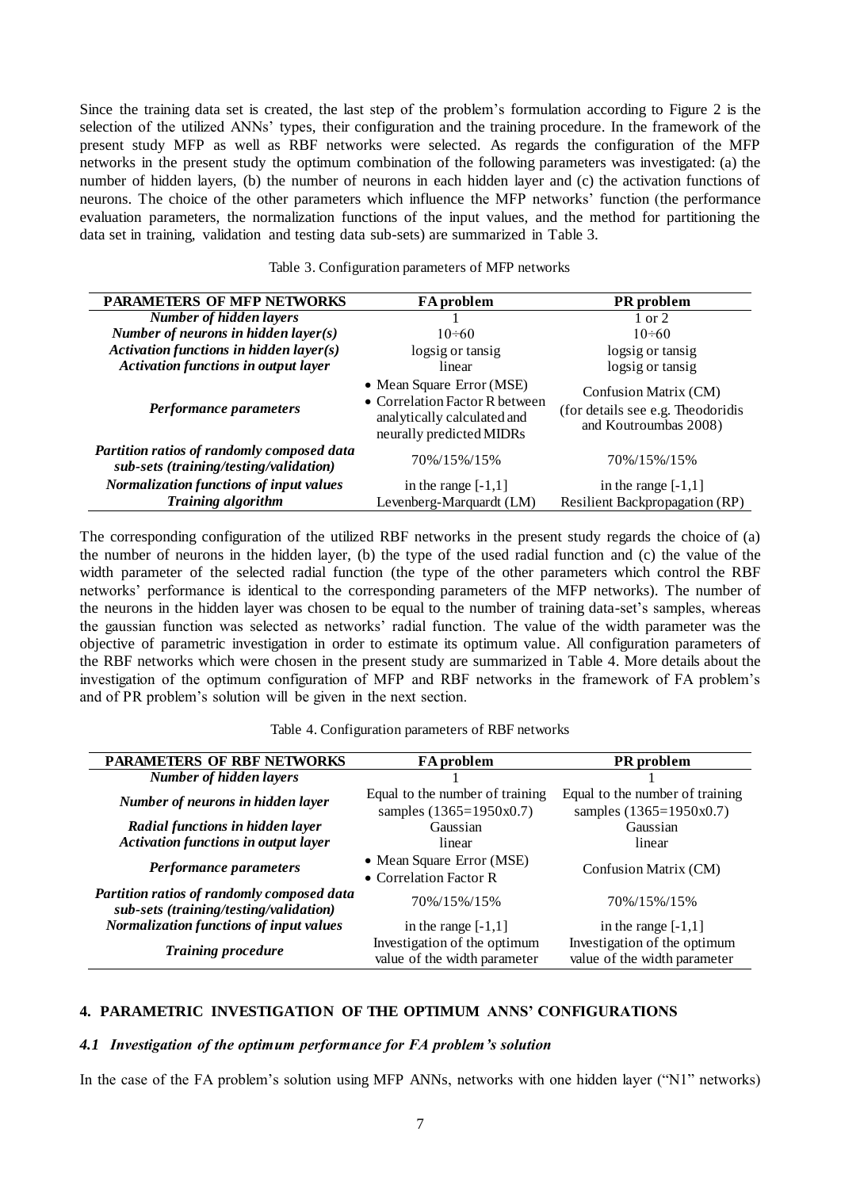Since the training data set is created, the last step of the problem's formulation according to Figure 2 is the selection of the utilized ANNs' types, their configuration and the training procedure. In the framework of the present study MFP as well as RBF networks were selected. As regards the configuration of the MFP networks in the present study the optimum combination of the following parameters was investigated: (a) the number of hidden layers, (b) the number of neurons in each hidden layer and (c) the activation functions of neurons. The choice of the other parameters which influence the MFP networks' function (the performance evaluation parameters, the normalization functions of the input values, and the method for partitioning the data set in training, validation and testing data sub-sets) are summarized in Table 3.

Table 3. Configuration parameters of MFP networks

| PARAMETERS OF MFP NETWORKS | FA problem | PR problem |
|---|---|---|
| *Number of hidden layers* | 1 | 1 or 2 |
| *Number of neurons in hidden layer(s)* | 10÷60 | 10÷60 |
| *Activation functions in hidden layer(s)* | logsig or tansig | logsig or tansig |
| *Activation functions in output layer* | linear | logsig or tansig |
| *Performance parameters* | • Mean Square Error (MSE) • Correlation Factor R between analytically calculated and neurally predicted MIDRs | Confusion Matrix (CM) (for details see e.g. Theodoridis and Koutroumbas 2008) |
| *Partition ratios of randomly composed data sub-sets (training/testing/validation)* | 70%/15%/15% | 70%/15%/15% |
| *Normalization functions of input values* | in the range [-1,1] | in the range [-1,1] |
| *Training algorithm* | Levenberg-Marquardt (LM) | Resilient Backpropagation (RP) |

The corresponding configuration of the utilized RBF networks in the present study regards the choice of (a) the number of neurons in the hidden layer, (b) the type of the used radial function and (c) the value of the width parameter of the selected radial function (the type of the other parameters which control the RBF networks' performance is identical to the corresponding parameters of the MFP networks). The number of the neurons in the hidden layer was chosen to be equal to the number of training data-set's samples, whereas the gaussian function was selected as networks' radial function. The value of the width parameter was the objective of parametric investigation in order to estimate its optimum value. All configuration parameters of the RBF networks which were chosen in the present study are summarized in Table 4. More details about the investigation of the optimum configuration of MFP and RBF networks in the framework of FA problem's and of PR problem's solution will be given in the next section.

Table 4. Configuration parameters of RBF networks

| PARAMETERS OF RBF NETWORKS | FA problem | PR problem |
|---|---|---|
| *Number of hidden layers* | 1 | 1 |
| *Number of neurons in hidden layer* | Equal to the number of training samples (1365=1950x0.7) | Equal to the number of training samples (1365=1950x0.7) |
| *Radial functions in hidden layer* | Gaussian | Gaussian |
| *Activation functions in output layer* | linear | linear |
| *Performance parameters* | • Mean Square Error (MSE) • Correlation Factor R | Confusion Matrix (CM) |
| *Partition ratios of randomly composed data sub-sets (training/testing/validation)* | 70%/15%/15% | 70%/15%/15% |
| *Normalization functions of input values* | in the range [-1,1] | in the range [-1,1] |
| *Training procedure* | Investigation of the optimum value of the width parameter | Investigation of the optimum value of the width parameter |

## 4. PARAMETRIC INVESTIGATION OF THE OPTIMUM ANNS' CONFIGURATIONS

### *4.1 Investigation of the optimum performance for FA problem's solution*

In the case of the FA problem's solution using MFP ANNs, networks with one hidden layer ("N1" networks)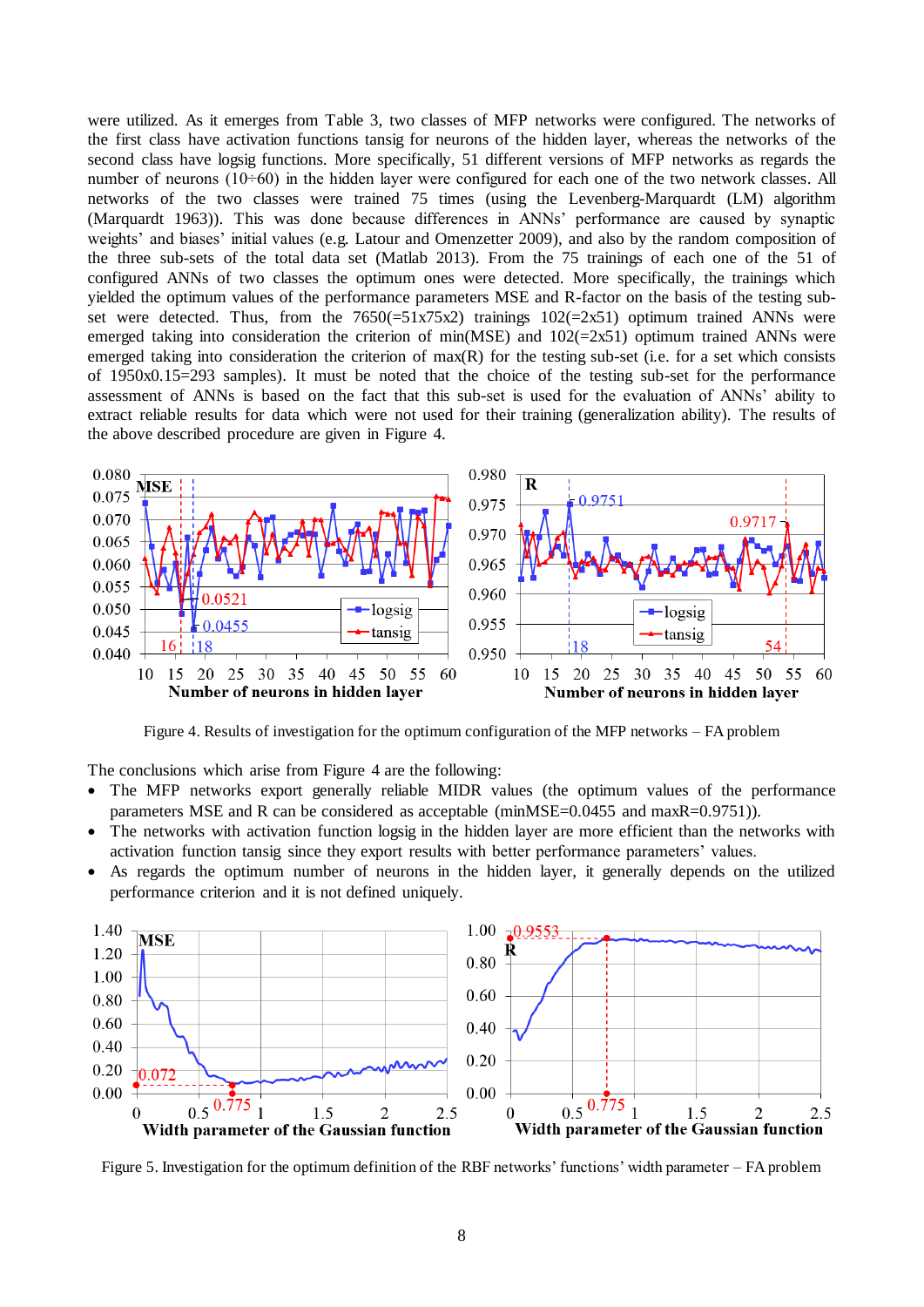were utilized. As it emerges from Table 3, two classes of MFP networks were configured. The networks of the first class have activation functions tansig for neurons of the hidden layer, whereas the networks of the second class have logsig functions. More specifically, 51 different versions of MFP networks as regards the number of neurons (10÷60) in the hidden layer were configured for each one of the two network classes. All networks of the two classes were trained 75 times (using the Levenberg-Marquardt (LM) algorithm (Marquardt 1963)). This was done because differences in ANNs' performance are caused by synaptic weights' and biases' initial values (e.g. Latour and Omenzetter 2009), and also by the random composition of the three sub-sets of the total data set (Matlab 2013). From the 75 trainings of each one of the 51 of configured ANNs of two classes the optimum ones were detected. More specifically, the trainings which yielded the optimum values of the performance parameters MSE and R-factor on the basis of the testing sub-set were detected. Thus, from the 7650(=51x75x2) trainings 102(=2x51) optimum trained ANNs were emerged taking into consideration the criterion of min(MSE) and 102(=2x51) optimum trained ANNs were emerged taking into consideration the criterion of max(R) for the testing sub-set (i.e. for a set which consists of 1950x0.15=293 samples). It must be noted that the choice of the testing sub-set for the performance assessment of ANNs is based on the fact that this sub-set is used for the evaluation of ANNs' ability to extract reliable results for data which were not used for their training (generalization ability). The results of the above described procedure are given in Figure 4.

Figure 4. Results of investigation for the optimum configuration of the MFP networks – FA problem

The conclusions which arise from Figure 4 are the following:

- The MFP networks export generally reliable MIDR values (the optimum values of the performance parameters MSE and R can be considered as acceptable (minMSE=0.0455 and maxR=0.9751)).
- The networks with activation function logsig in the hidden layer are more efficient than the networks with activation function tansig since they export results with better performance parameters' values.
- As regards the optimum number of neurons in the hidden layer, it generally depends on the utilized performance criterion and it is not defined uniquely.

Figure 5. Investigation for the optimum definition of the RBF networks' functions' width parameter – FA problem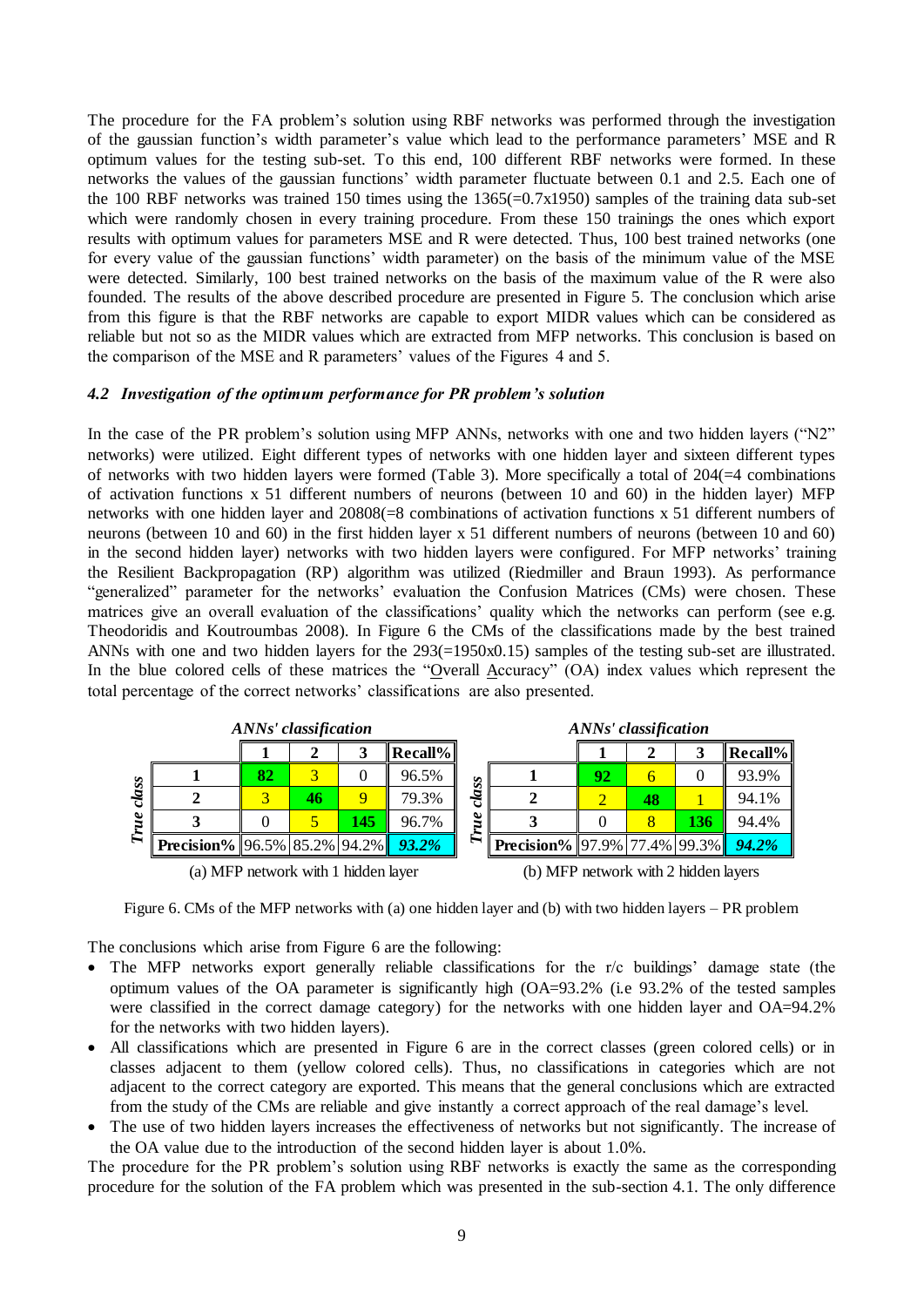The procedure for the FA problem's solution using RBF networks was performed through the investigation of the gaussian function's width parameter's value which lead to the performance parameters' MSE and R optimum values for the testing sub-set. To this end, 100 different RBF networks were formed. In these networks the values of the gaussian functions' width parameter fluctuate between 0.1 and 2.5. Each one of the 100 RBF networks was trained 150 times using the 1365(=0.7x1950) samples of the training data sub-set which were randomly chosen in every training procedure. From these 150 trainings the ones which export results with optimum values for parameters MSE and R were detected. Thus, 100 best trained networks (one for every value of the gaussian functions' width parameter) on the basis of the minimum value of the MSE were detected. Similarly, 100 best trained networks on the basis of the maximum value of the R were also founded. The results of the above described procedure are presented in Figure 5. The conclusion which arise from this figure is that the RBF networks are capable to export MIDR values which can be considered as reliable but not so as the MIDR values which are extracted from MFP networks. This conclusion is based on the comparison of the MSE and R parameters' values of the Figures 4 and 5.

### *4.2 Investigation of the optimum performance for PR problem's solution*

In the case of the PR problem's solution using MFP ANNs, networks with one and two hidden layers ("N2" networks) were utilized. Eight different types of networks with one hidden layer and sixteen different types of networks with two hidden layers were formed (Table 3). More specifically a total of 204(=4 combinations of activation functions x 51 different numbers of neurons (between 10 and 60) in the hidden layer) MFP networks with one hidden layer and 20808(=8 combinations of activation functions x 51 different numbers of neurons (between 10 and 60) in the first hidden layer x 51 different numbers of neurons (between 10 and 60) in the second hidden layer) networks with two hidden layers were configured. For MFP networks' training the Resilient Backpropagation (RP) algorithm was utilized (Riedmiller and Braun 1993). As performance "generalized" parameter for the networks' evaluation the Confusion Matrices (CMs) were chosen. These matrices give an overall evaluation of the classifications' quality which the networks can perform (see e.g. Theodoridis and Koutroumbas 2008). In Figure 6 the CMs of the classifications made by the best trained ANNs with one and two hidden layers for the 293(=1950x0.15) samples of the testing sub-set are illustrated. In the blue colored cells of these matrices the "Overall Accuracy" (OA) index values which represent the total percentage of the correct networks' classifications are also presented.

*ANNs' classification* (columns) / *True class* (rows)

| True class | 1 | 2 | 3 | Recall% |
|---|---|---|---|---|
| 1 | **82** | 3 | 0 | 96.5% |
| 2 | 3 | **46** | 9 | 79.3% |
| 3 | 0 | 5 | **145** | 96.7% |
| **Precision%** | 96.5% | 85.2% | 94.2% | ***93.2%*** |

(a) MFP network with 1 hidden layer

| True class | 1 | 2 | 3 | Recall% |
|---|---|---|---|---|
| 1 | **92** | 6 | 0 | 93.9% |
| 2 | 2 | **48** | 1 | 94.1% |
| 3 | 0 | 8 | **136** | 94.4% |
| **Precision%** | 97.9% | 77.4% | 99.3% | ***94.2%*** |

(b) MFP network with 2 hidden layers

Figure 6. CMs of the MFP networks with (a) one hidden layer and (b) with two hidden layers – PR problem

The conclusions which arise from Figure 6 are the following:

- The MFP networks export generally reliable classifications for the r/c buildings' damage state (the optimum values of the OA parameter is significantly high (OA=93.2% (i.e 93.2% of the tested samples were classified in the correct damage category) for the networks with one hidden layer and OA=94.2% for the networks with two hidden layers).
- All classifications which are presented in Figure 6 are in the correct classes (green colored cells) or in classes adjacent to them (yellow colored cells). Thus, no classifications in categories which are not adjacent to the correct category are exported. This means that the general conclusions which are extracted from the study of the CMs are reliable and give instantly a correct approach of the real damage's level.
- The use of two hidden layers increases the effectiveness of networks but not significantly. The increase of the OA value due to the introduction of the second hidden layer is about 1.0%.

The procedure for the PR problem's solution using RBF networks is exactly the same as the corresponding procedure for the solution of the FA problem which was presented in the sub-section 4.1. The only difference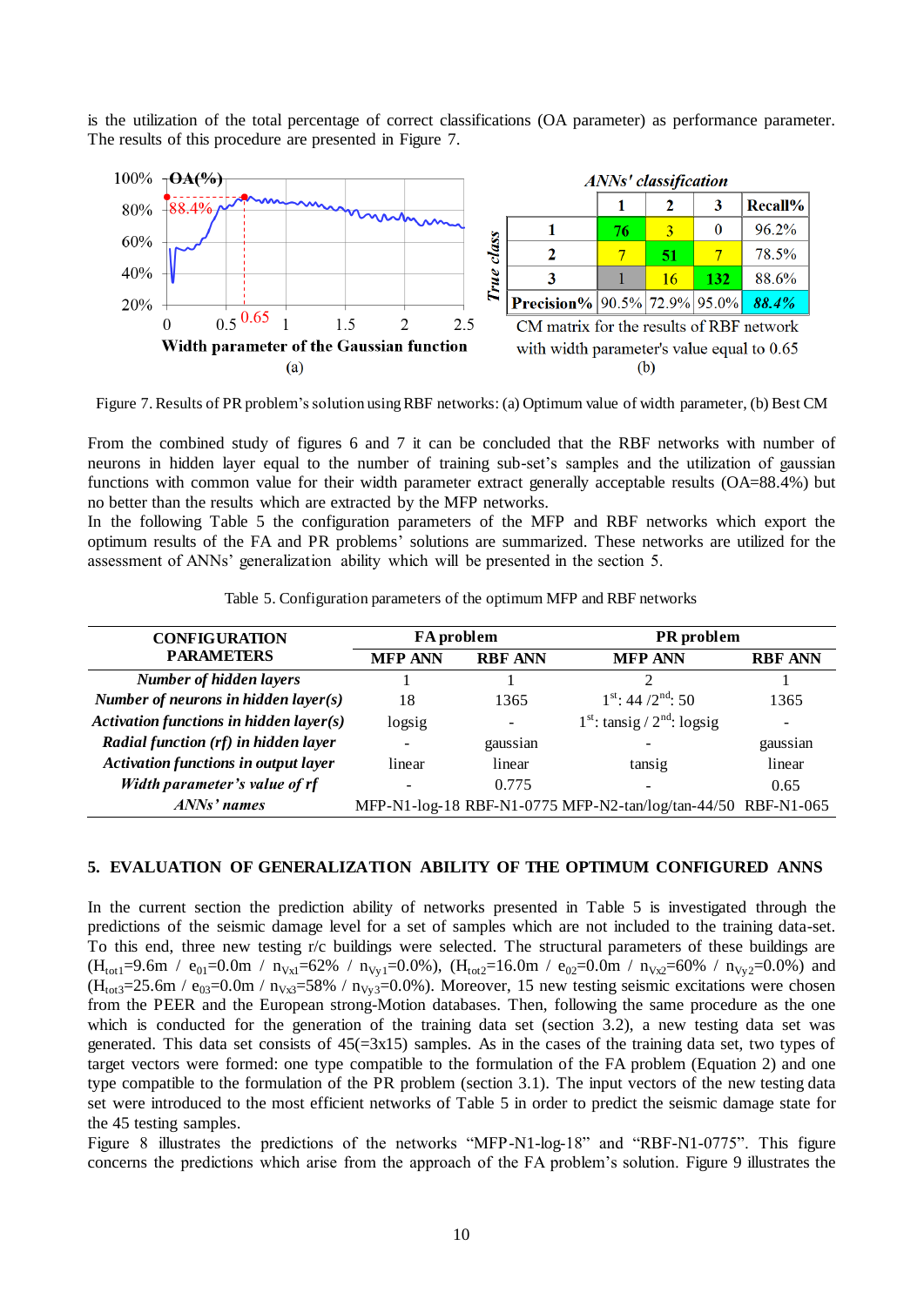is the utilization of the total percentage of correct classifications (OA parameter) as performance parameter. The results of this procedure are presented in Figure 7.

|  | ANNs' classification |  |  |  |
|---|---|---|---|---|
| True class | 1 | 2 | 3 | Recall% |
| 1 | 76 | 3 | 0 | 96.2% |
| 2 | 7 | 51 | 7 | 78.5% |
| 3 | 1 | 16 | 132 | 88.6% |
| Precision% | 90.5% | 72.9% | 95.0% | 88.4% |

CM matrix for the results of RBF network with width parameter's value equal to 0.65

(b)

Figure 7. Results of PR problem's solution using RBF networks: (a) Optimum value of width parameter, (b) Best CM

From the combined study of figures 6 and 7 it can be concluded that the RBF networks with number of neurons in hidden layer equal to the number of training sub-set's samples and the utilization of gaussian functions with common value for their width parameter extract generally acceptable results (OA=88.4%) but no better than the results which are extracted by the MFP networks.

In the following Table 5 the configuration parameters of the MFP and RBF networks which export the optimum results of the FA and PR problems' solutions are summarized. These networks are utilized for the assessment of ANNs' generalization ability which will be presented in the section 5.

Table 5. Configuration parameters of the optimum MFP and RBF networks

| CONFIGURATION PARAMETERS | FA problem |  | PR problem |  |
|---|---|---|---|---|
|  | MFP ANN | RBF ANN | MFP ANN | RBF ANN |
| *Number of hidden layers* | 1 | 1 | 2 | 1 |
| *Number of neurons in hidden layer(s)* | 18 | 1365 | 1[st]: 44 /2[nd]: 50 | 1365 |
| *Activation functions in hidden layer(s)* | logsig | - | 1[st]: tansig / 2[nd]: logsig | - |
| *Radial function (rf) in hidden layer* | - | gaussian | - | gaussian |
| *Activation functions in output layer* | linear | linear | tansig | linear |
| *Width parameter's value of rf* | - | 0.775 | - | 0.65 |
| *ANNs' names* | MFP-N1-log-18 | RBF-N1-0775 | MFP-N2-tan/log/tan-44/50 | RBF-N1-065 |

## 5. EVALUATION OF GENERALIZATION ABILITY OF THE OPTIMUM CONFIGURED ANNS

In the current section the prediction ability of networks presented in Table 5 is investigated through the predictions of the seismic damage level for a set of samples which are not included to the training data-set. To this end, three new testing r/c buildings were selected. The structural parameters of these buildings are ($H_{tot1}$=9.6m / $e_{01}$=0.0m / $n_{Vx1}$=62% / $n_{Vy1}$=0.0%), ($H_{tot2}$=16.0m / $e_{02}$=0.0m / $n_{Vx2}$=60% / $n_{Vy2}$=0.0%) and ($H_{tot3}$=25.6m / $e_{03}$=0.0m / $n_{Vx3}$=58% / $n_{Vy3}$=0.0%). Moreover, 15 new testing seismic excitations were chosen from the PEER and the European strong-Motion databases. Then, following the same procedure as the one which is conducted for the generation of the training data set (section 3.2), a new testing data set was generated. This data set consists of 45(=3x15) samples. As in the cases of the training data set, two types of target vectors were formed: one type compatible to the formulation of the FA problem (Equation 2) and one type compatible to the formulation of the PR problem (section 3.1). The input vectors of the new testing data set were introduced to the most efficient networks of Table 5 in order to predict the seismic damage state for the 45 testing samples.

Figure 8 illustrates the predictions of the networks "MFP-N1-log-18" and "RBF-N1-0775". This figure concerns the predictions which arise from the approach of the FA problem's solution. Figure 9 illustrates the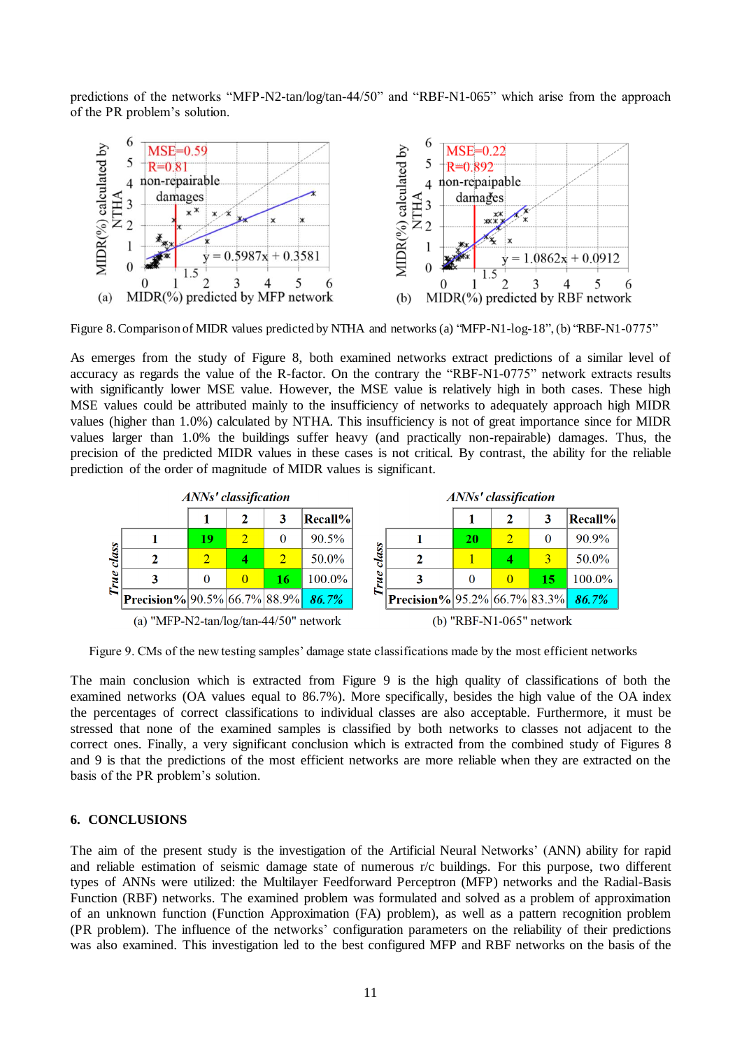predictions of the networks "MFP-N2-tan/log/tan-44/50" and "RBF-N1-065" which arise from the approach of the PR problem's solution.

Figure 8. Comparison of MIDR values predicted by NTHA and networks (a) "MFP-N1-log-18", (b) "RBF-N1-0775"

As emerges from the study of Figure 8, both examined networks extract predictions of a similar level of accuracy as regards the value of the R-factor. On the contrary the "RBF-N1-0775" network extracts results with significantly lower MSE value. However, the MSE value is relatively high in both cases. These high MSE values could be attributed mainly to the insufficiency of networks to adequately approach high MIDR values (higher than 1.0%) calculated by NTHA. This insufficiency is not of great importance since for MIDR values larger than 1.0% the buildings suffer heavy (and practically non-repairable) damages. Thus, the precision of the predicted MIDR values in these cases is not critical. By contrast, the ability for the reliable prediction of the order of magnitude of MIDR values is significant.

*ANNs' classification*

| True class | 1 | 2 | 3 | Recall% |
|---|---|---|---|---|
| 1 | 19 | 2 | 0 | 90.5% |
| 2 | 2 | 4 | 2 | 50.0% |
| 3 | 0 | 0 | 16 | 100.0% |
| Precision% | 90.5% | 66.7% | 88.9% | *86.7%* |

(a) "MFP-N2-tan/log/tan-44/50" network

*ANNs' classification*

| True class | 1 | 2 | 3 | Recall% |
|---|---|---|---|---|
| 1 | 20 | 2 | 0 | 90.9% |
| 2 | 1 | 4 | 3 | 50.0% |
| 3 | 0 | 0 | 15 | 100.0% |
| Precision% | 95.2% | 66.7% | 83.3% | *86.7%* |

(b) "RBF-N1-065" network

Figure 9. CMs of the new testing samples' damage state classifications made by the most efficient networks

The main conclusion which is extracted from Figure 9 is the high quality of classifications of both the examined networks (OA values equal to 86.7%). More specifically, besides the high value of the OA index the percentages of correct classifications to individual classes are also acceptable. Furthermore, it must be stressed that none of the examined samples is classified by both networks to classes not adjacent to the correct ones. Finally, a very significant conclusion which is extracted from the combined study of Figures 8 and 9 is that the predictions of the most efficient networks are more reliable when they are extracted on the basis of the PR problem's solution.

## 6. CONCLUSIONS

The aim of the present study is the investigation of the Artificial Neural Networks' (ANN) ability for rapid and reliable estimation of seismic damage state of numerous r/c buildings. For this purpose, two different types of ANNs were utilized: the Multilayer Feedforward Perceptron (MFP) networks and the Radial-Basis Function (RBF) networks. The examined problem was formulated and solved as a problem of approximation of an unknown function (Function Approximation (FA) problem), as well as a pattern recognition problem (PR problem). The influence of the networks' configuration parameters on the reliability of their predictions was also examined. This investigation led to the best configured MFP and RBF networks on the basis of the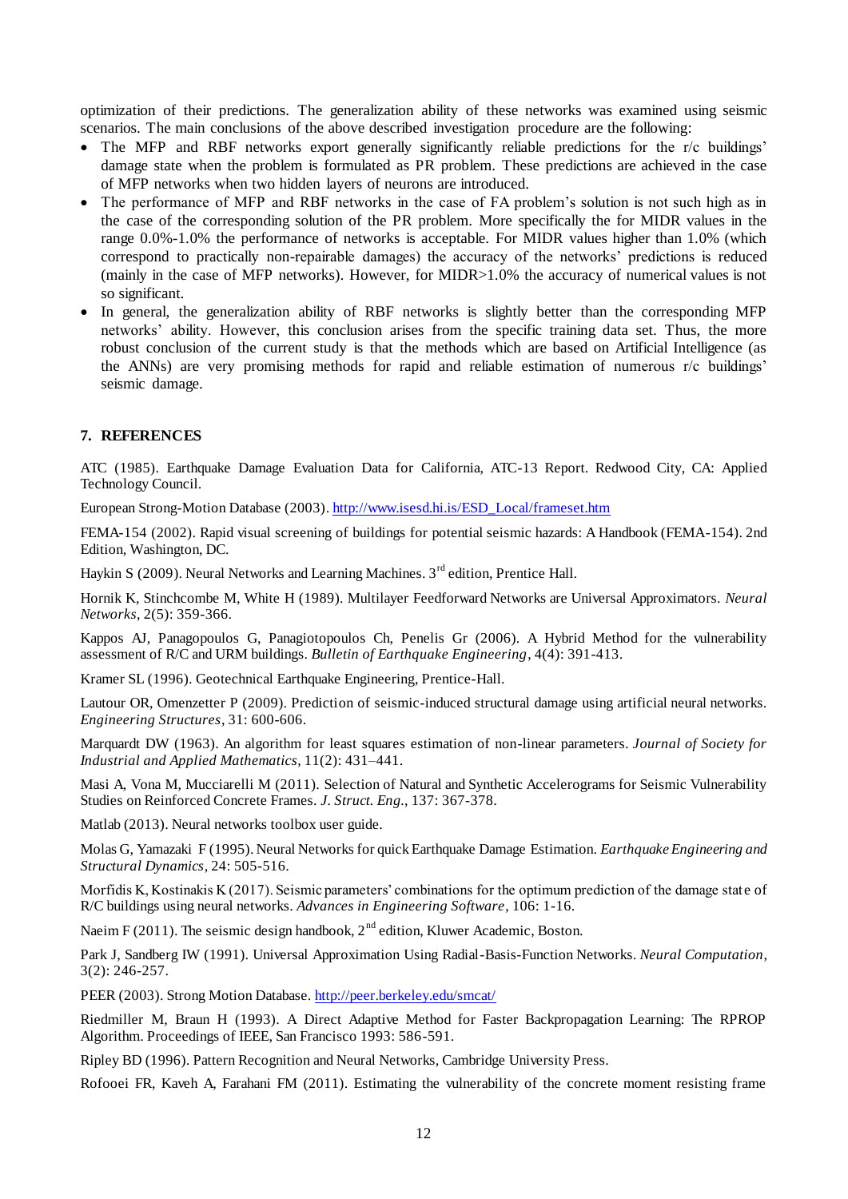optimization of their predictions. The generalization ability of these networks was examined using seismic scenarios. The main conclusions of the above described investigation procedure are the following:

- The MFP and RBF networks export generally significantly reliable predictions for the r/c buildings' damage state when the problem is formulated as PR problem. These predictions are achieved in the case of MFP networks when two hidden layers of neurons are introduced.
- The performance of MFP and RBF networks in the case of FA problem's solution is not such high as in the case of the corresponding solution of the PR problem. More specifically the for MIDR values in the range 0.0%-1.0% the performance of networks is acceptable. For MIDR values higher than 1.0% (which correspond to practically non-repairable damages) the accuracy of the networks' predictions is reduced (mainly in the case of MFP networks). However, for MIDR>1.0% the accuracy of numerical values is not so significant.
- In general, the generalization ability of RBF networks is slightly better than the corresponding MFP networks' ability. However, this conclusion arises from the specific training data set. Thus, the more robust conclusion of the current study is that the methods which are based on Artificial Intelligence (as the ANNs) are very promising methods for rapid and reliable estimation of numerous r/c buildings' seismic damage.

## 7. REFERENCES

ATC (1985). Earthquake Damage Evaluation Data for California, ATC-13 Report. Redwood City, CA: Applied Technology Council.

European Strong-Motion Database (2003). http://www.isesd.hi.is/ESD_Local/frameset.htm

FEMA-154 (2002). Rapid visual screening of buildings for potential seismic hazards: A Handbook (FEMA-154). 2nd Edition, Washington, DC.

Haykin S (2009). Neural Networks and Learning Machines. 3rd edition, Prentice Hall.

Hornik K, Stinchcombe M, White H (1989). Multilayer Feedforward Networks are Universal Approximators. *Neural Networks*, 2(5): 359-366.

Kappos AJ, Panagopoulos G, Panagiotopoulos Ch, Penelis Gr (2006). A Hybrid Method for the vulnerability assessment of R/C and URM buildings. *Bulletin of Earthquake Engineering*, 4(4): 391-413.

Kramer SL (1996). Geotechnical Earthquake Engineering, Prentice-Hall.

Lautour OR, Omenzetter P (2009). Prediction of seismic-induced structural damage using artificial neural networks. *Engineering Structures*, 31: 600-606.

Marquardt DW (1963). An algorithm for least squares estimation of non-linear parameters. *Journal of Society for Industrial and Applied Mathematics*, 11(2): 431–441.

Masi A, Vona M, Mucciarelli M (2011). Selection of Natural and Synthetic Accelerograms for Seismic Vulnerability Studies on Reinforced Concrete Frames. *J. Struct. Eng.*, 137: 367-378.

Matlab (2013). Neural networks toolbox user guide.

Molas G, Yamazaki F (1995). Neural Networks for quick Earthquake Damage Estimation. *Earthquake Engineering and Structural Dynamics*, 24: 505-516.

Morfidis K, Kostinakis K (2017). Seismic parameters' combinations for the optimum prediction of the damage state of R/C buildings using neural networks. *Advances in Engineering Software*, 106: 1-16.

Naeim F (2011). The seismic design handbook, 2nd edition, Kluwer Academic, Boston.

Park J, Sandberg IW (1991). Universal Approximation Using Radial-Basis-Function Networks. *Neural Computation*, 3(2): 246-257.

PEER (2003). Strong Motion Database. http://peer.berkeley.edu/smcat/

Riedmiller M, Braun H (1993). A Direct Adaptive Method for Faster Backpropagation Learning: The RPROP Algorithm. Proceedings of IEEE, San Francisco 1993: 586-591.

Ripley BD (1996). Pattern Recognition and Neural Networks, Cambridge University Press.

Rofooei FR, Kaveh A, Farahani FM (2011). Estimating the vulnerability of the concrete moment resisting frame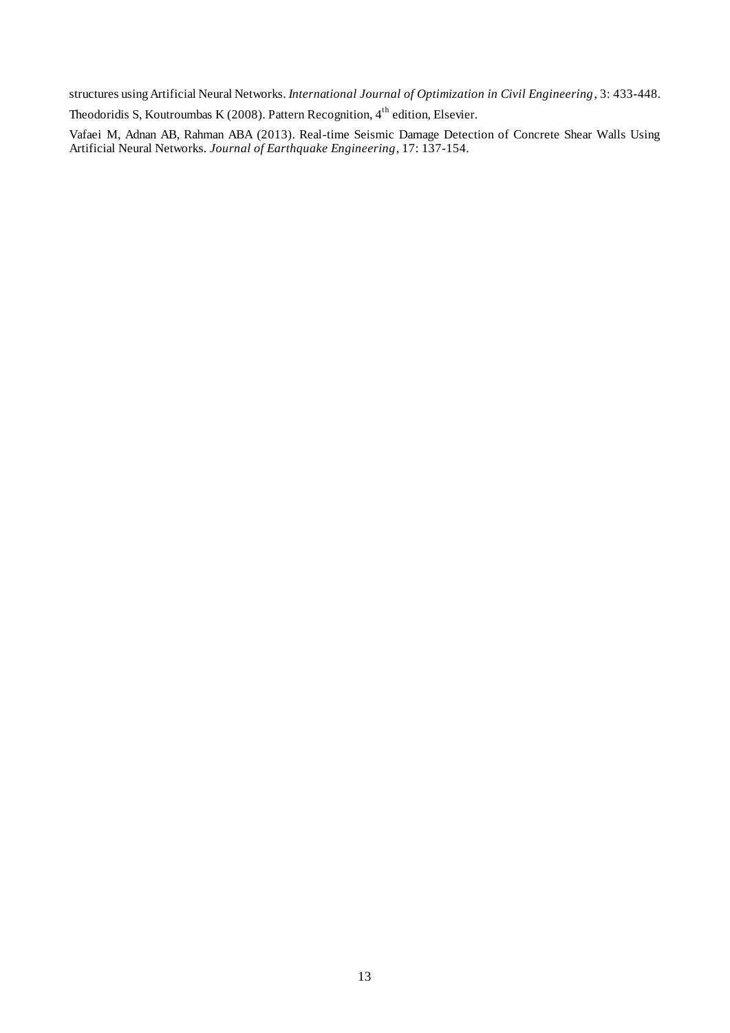structures using Artificial Neural Networks. *International Journal of Optimization in Civil Engineering*, 3: 433-448.

Theodoridis S, Koutroumbas K (2008). Pattern Recognition, $4^{th}$ edition, Elsevier.

Vafaei M, Adnan AB, Rahman ABA (2013). Real-time Seismic Damage Detection of Concrete Shear Walls Using Artificial Neural Networks. *Journal of Earthquake Engineering*, 17: 137-154.